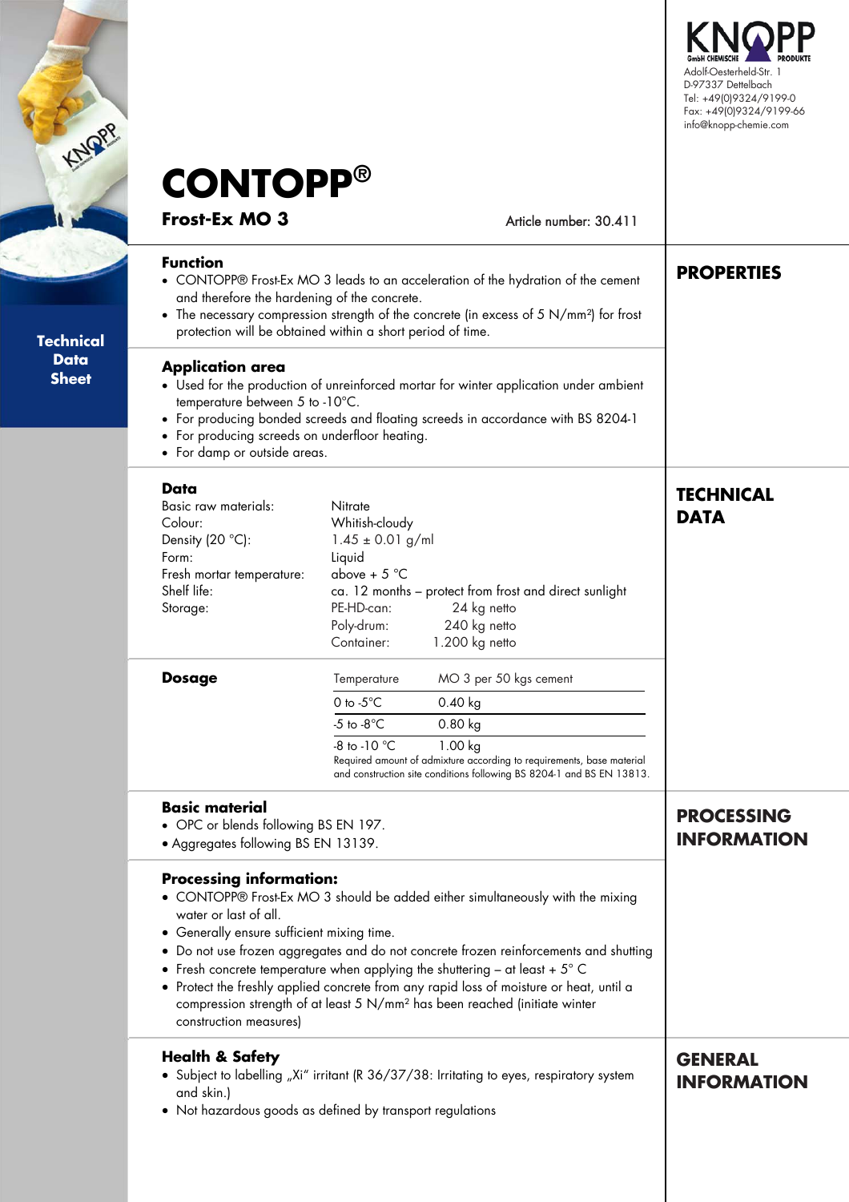KNOPP GmbH CHEMISCHE PRODUKTE
Adolf-Oesterheld-Str. 1
D-97337 Dettelbach
Tel: +49(0)9324/9199-0
Fax: +49(0)9324/9199-66
info@knopp-chemie.com

Technical Data Sheet

# CONTOPP®

## Frost-Ex MO 3

Article number: 30.411

## PROPERTIES

### Function

- CONTOPP® Frost-Ex MO 3 leads to an acceleration of the hydration of the cement and therefore the hardening of the concrete.
- The necessary compression strength of the concrete (in excess of 5 N/mm²) for frost protection will be obtained within a short period of time.

### Application area

- Used for the production of unreinforced mortar for winter application under ambient temperature between 5 to -10°C.
- For producing bonded screeds and floating screeds in accordance with BS 8204-1
- For producing screeds on underfloor heating.
- For damp or outside areas.

## TECHNICAL DATA

### Data

| | |
|---|---|
| Basic raw materials: | Nitrate |
| Colour: | Whitish-cloudy |
| Density (20 °C): | 1.45 ± 0.01 g/ml |
| Form: | Liquid |
| Fresh mortar temperature: | above + 5 °C |
| Shelf life: | ca. 12 months – protect from frost and direct sunlight |
| Storage: | PE-HD-can: 24 kg netto |
| | Poly-drum: 240 kg netto |
| | Container: 1.200 kg netto |

### Dosage

| Temperature | MO 3 per 50 kgs cement |
|---|---|
| 0 to -5°C | 0.40 kg |
| -5 to -8°C | 0.80 kg |
| -8 to -10 °C | 1.00 kg |

Required amount of admixture according to requirements, base material and construction site conditions following BS 8204-1 and BS EN 13813.

## PROCESSING INFORMATION

### Basic material

- OPC or blends following BS EN 197.
- Aggregates following BS EN 13139.

### Processing information:

- CONTOPP® Frost-Ex MO 3 should be added either simultaneously with the mixing water or last of all.
- Generally ensure sufficient mixing time.
- Do not use frozen aggregates and do not concrete frozen reinforcements and shutting
- Fresh concrete temperature when applying the shuttering – at least + 5° C
- Protect the freshly applied concrete from any rapid loss of moisture or heat, until a compression strength of at least 5 N/mm² has been reached (initiate winter construction measures)

## GENERAL INFORMATION

### Health & Safety

- Subject to labelling „Xi" irritant (R 36/37/38: Irritating to eyes, respiratory system and skin.)
- Not hazardous goods as defined by transport regulations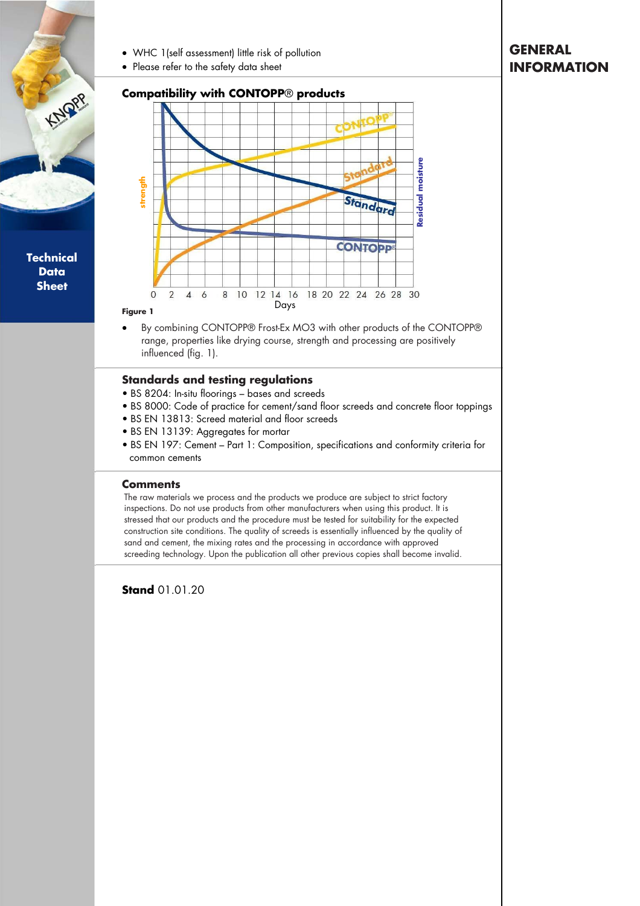# GENERAL INFORMATION

Technical Data Sheet

- WHC 1(self assessment) little risk of pollution
- Please refer to the safety data sheet

## Compatibility with CONTOPP® products

strength

Residual moisture

CONTOPP®

Standard

Standard

CONTOPP®

0 2 4 6 8 10 12 14 16 18 20 22 24 26 28 30

Days

**Figure 1**

- By combining CONTOPP® Frost-Ex MO3 with other products of the CONTOPP® range, properties like drying course, strength and processing are positively influenced (fig. 1).

## Standards and testing regulations

- BS 8204: In-situ floorings – bases and screeds
- BS 8000: Code of practice for cement/sand floor screeds and concrete floor toppings
- BS EN 13813: Screed material and floor screeds
- BS EN 13139: Aggregates for mortar
- BS EN 197: Cement – Part 1: Composition, specifications and conformity criteria for common cements

## Comments

The raw materials we process and the products we produce are subject to strict factory inspections. Do not use products from other manufacturers when using this product. It is stressed that our products and the procedure must be tested for suitability for the expected construction site conditions. The quality of screeds is essentially influenced by the quality of sand and cement, the mixing rates and the processing in accordance with approved screeding technology. Upon the publication all other previous copies shall become invalid.

**Stand** 01.01.20